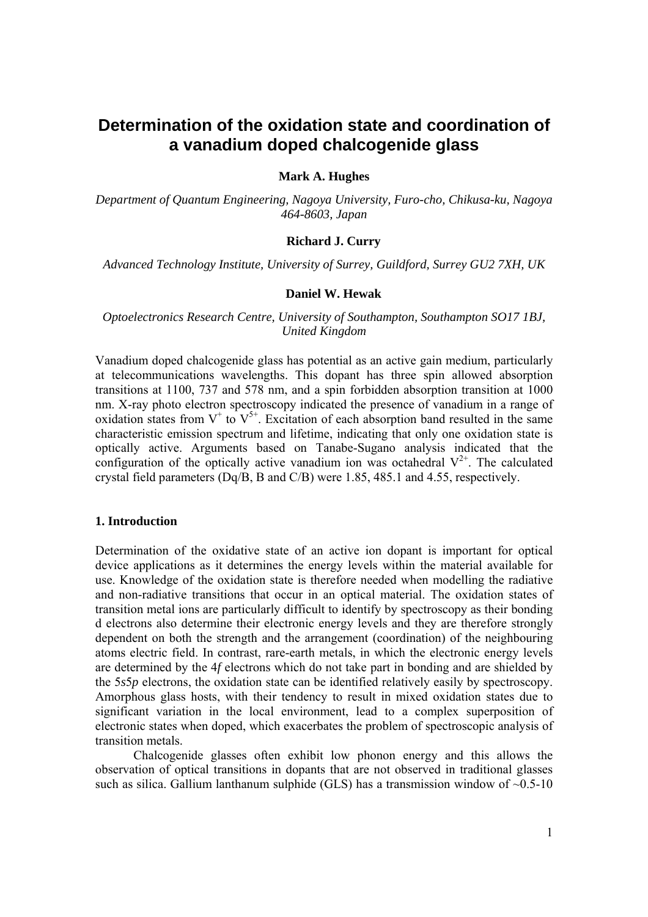# Determination of the oxidation state and coordination of a vanadium doped chalcogenide glass

**Mark A. Hughes**

*Department of Quantum Engineering, Nagoya University, Furo-cho, Chikusa-ku, Nagoya 464-8603, Japan*

**Richard J. Curry**

*Advanced Technology Institute, University of Surrey, Guildford, Surrey GU2 7XH, UK*

**Daniel W. Hewak**

*Optoelectronics Research Centre, University of Southampton, Southampton SO17 1BJ, United Kingdom*

Vanadium doped chalcogenide glass has potential as an active gain medium, particularly at telecommunications wavelengths. This dopant has three spin allowed absorption transitions at 1100, 737 and 578 nm, and a spin forbidden absorption transition at 1000 nm. X-ray photo electron spectroscopy indicated the presence of vanadium in a range of oxidation states from $V^{+}$ to $V^{5+}$. Excitation of each absorption band resulted in the same characteristic emission spectrum and lifetime, indicating that only one oxidation state is optically active. Arguments based on Tanabe-Sugano analysis indicated that the configuration of the optically active vanadium ion was octahedral $V^{2+}$. The calculated crystal field parameters (Dq/B, B and C/B) were 1.85, 485.1 and 4.55, respectively.

### 1. Introduction

Determination of the oxidative state of an active ion dopant is important for optical device applications as it determines the energy levels within the material available for use. Knowledge of the oxidation state is therefore needed when modelling the radiative and non-radiative transitions that occur in an optical material. The oxidation states of transition metal ions are particularly difficult to identify by spectroscopy as their bonding d electrons also determine their electronic energy levels and they are therefore strongly dependent on both the strength and the arrangement (coordination) of the neighbouring atoms electric field. In contrast, rare-earth metals, in which the electronic energy levels are determined by the 4*f* electrons which do not take part in bonding and are shielded by the 5*s*5*p* electrons, the oxidation state can be identified relatively easily by spectroscopy. Amorphous glass hosts, with their tendency to result in mixed oxidation states due to significant variation in the local environment, lead to a complex superposition of electronic states when doped, which exacerbates the problem of spectroscopic analysis of transition metals.

Chalcogenide glasses often exhibit low phonon energy and this allows the observation of optical transitions in dopants that are not observed in traditional glasses such as silica. Gallium lanthanum sulphide (GLS) has a transmission window of ~0.5-10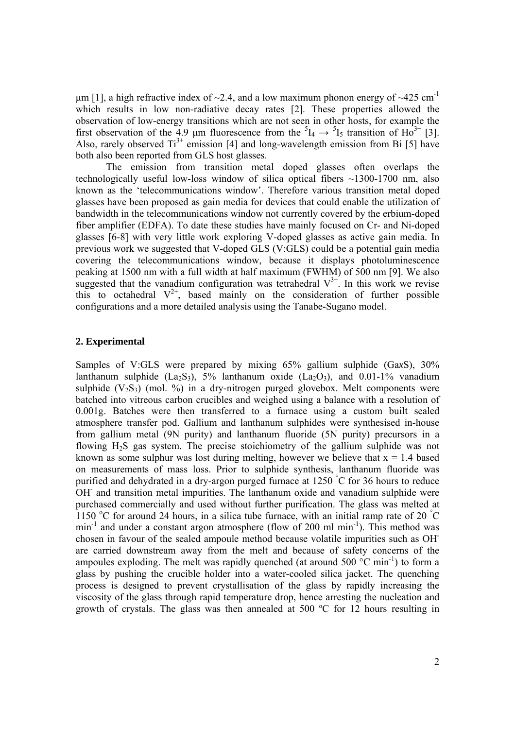μm [1], a high refractive index of ~2.4, and a low maximum phonon energy of ~425 cm$^{-1}$ which results in low non-radiative decay rates [2]. These properties allowed the observation of low-energy transitions which are not seen in other hosts, for example the first observation of the 4.9 μm fluorescence from the $^5I_4 \rightarrow {}^5I_5$ transition of $Ho^{3+}$ [3]. Also, rarely observed $Ti^{3+}$ emission [4] and long-wavelength emission from Bi [5] have both also been reported from GLS host glasses.

The emission from transition metal doped glasses often overlaps the technologically useful low-loss window of silica optical fibers ~1300-1700 nm, also known as the 'telecommunications window'. Therefore various transition metal doped glasses have been proposed as gain media for devices that could enable the utilization of bandwidth in the telecommunications window not currently covered by the erbium-doped fiber amplifier (EDFA). To date these studies have mainly focused on Cr- and Ni-doped glasses [6-8] with very little work exploring V-doped glasses as active gain media. In previous work we suggested that V-doped GLS (V:GLS) could be a potential gain media covering the telecommunications window, because it displays photoluminescence peaking at 1500 nm with a full width at half maximum (FWHM) of 500 nm [9]. We also suggested that the vanadium configuration was tetrahedral $V^{3+}$. In this work we revise this to octahedral $V^{2+}$, based mainly on the consideration of further possible configurations and a more detailed analysis using the Tanabe-Sugano model.

## 2. Experimental

Samples of V:GLS were prepared by mixing 65% gallium sulphide ($Ga_xS$), 30% lanthanum sulphide ($La_2S_3$), 5% lanthanum oxide ($La_2O_3$), and 0.01-1% vanadium sulphide ($V_2S_3$) (mol. %) in a dry-nitrogen purged glovebox. Melt components were batched into vitreous carbon crucibles and weighed using a balance with a resolution of 0.001g. Batches were then transferred to a furnace using a custom built sealed atmosphere transfer pod. Gallium and lanthanum sulphides were synthesised in-house from gallium metal (9N purity) and lanthanum fluoride (5N purity) precursors in a flowing $H_2S$ gas system. The precise stoichiometry of the gallium sulphide was not known as some sulphur was lost during melting, however we believe that $x = 1.4$ based on measurements of mass loss. Prior to sulphide synthesis, lanthanum fluoride was purified and dehydrated in a dry-argon purged furnace at 1250 °C for 36 hours to reduce $OH^-$ and transition metal impurities. The lanthanum oxide and vanadium sulphide were purchased commercially and used without further purification. The glass was melted at 1150 °C for around 24 hours, in a silica tube furnace, with an initial ramp rate of 20 °C min$^{-1}$ and under a constant argon atmosphere (flow of 200 ml min$^{-1}$). This method was chosen in favour of the sealed ampoule method because volatile impurities such as $OH^-$ are carried downstream away from the melt and because of safety concerns of the ampoules exploding. The melt was rapidly quenched (at around 500 °C min$^{-1}$) to form a glass by pushing the crucible holder into a water-cooled silica jacket. The quenching process is designed to prevent crystallisation of the glass by rapidly increasing the viscosity of the glass through rapid temperature drop, hence arresting the nucleation and growth of crystals. The glass was then annealed at 500 ºC for 12 hours resulting in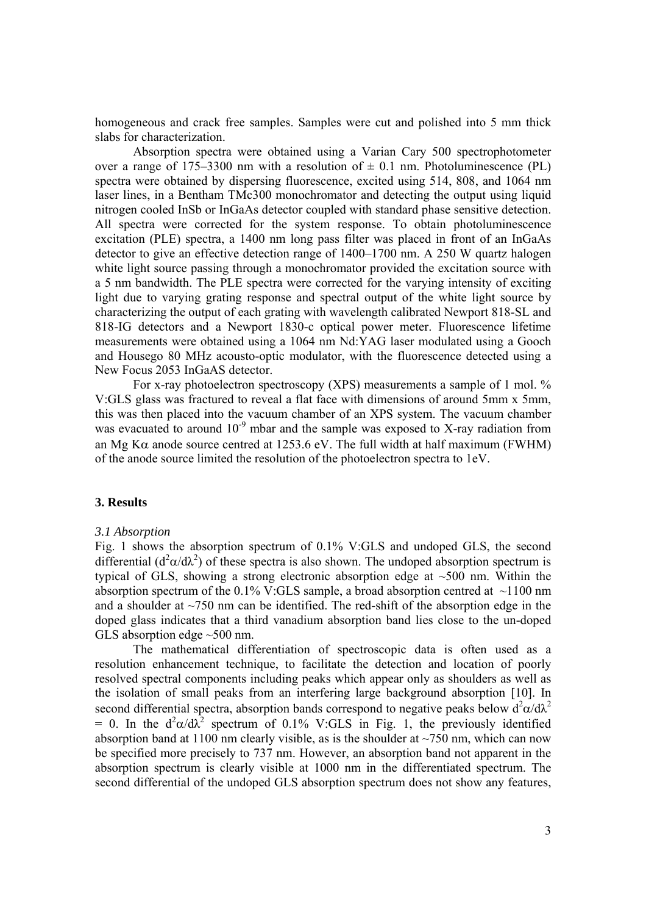homogeneous and crack free samples. Samples were cut and polished into 5 mm thick slabs for characterization.

Absorption spectra were obtained using a Varian Cary 500 spectrophotometer over a range of 175–3300 nm with a resolution of ± 0.1 nm. Photoluminescence (PL) spectra were obtained by dispersing fluorescence, excited using 514, 808, and 1064 nm laser lines, in a Bentham TMc300 monochromator and detecting the output using liquid nitrogen cooled InSb or InGaAs detector coupled with standard phase sensitive detection. All spectra were corrected for the system response. To obtain photoluminescence excitation (PLE) spectra, a 1400 nm long pass filter was placed in front of an InGaAs detector to give an effective detection range of 1400–1700 nm. A 250 W quartz halogen white light source passing through a monochromator provided the excitation source with a 5 nm bandwidth. The PLE spectra were corrected for the varying intensity of exciting light due to varying grating response and spectral output of the white light source by characterizing the output of each grating with wavelength calibrated Newport 818-SL and 818-IG detectors and a Newport 1830-c optical power meter. Fluorescence lifetime measurements were obtained using a 1064 nm Nd:YAG laser modulated using a Gooch and Housego 80 MHz acousto-optic modulator, with the fluorescence detected using a New Focus 2053 InGaAS detector.

For x-ray photoelectron spectroscopy (XPS) measurements a sample of 1 mol. % V:GLS glass was fractured to reveal a flat face with dimensions of around 5mm x 5mm, this was then placed into the vacuum chamber of an XPS system. The vacuum chamber was evacuated to around $10^{-9}$ mbar and the sample was exposed to X-ray radiation from an Mg K$\alpha$ anode source centred at 1253.6 eV. The full width at half maximum (FWHM) of the anode source limited the resolution of the photoelectron spectra to 1eV.

## 3. Results

### *3.1 Absorption*

Fig. 1 shows the absorption spectrum of 0.1% V:GLS and undoped GLS, the second differential ($d^2\alpha/d\lambda^2$) of these spectra is also shown. The undoped absorption spectrum is typical of GLS, showing a strong electronic absorption edge at ~500 nm. Within the absorption spectrum of the 0.1% V:GLS sample, a broad absorption centred at ~1100 nm and a shoulder at ~750 nm can be identified. The red-shift of the absorption edge in the doped glass indicates that a third vanadium absorption band lies close to the un-doped GLS absorption edge ~500 nm.

The mathematical differentiation of spectroscopic data is often used as a resolution enhancement technique, to facilitate the detection and location of poorly resolved spectral components including peaks which appear only as shoulders as well as the isolation of small peaks from an interfering large background absorption [10]. In second differential spectra, absorption bands correspond to negative peaks below $d^2\alpha/d\lambda^2 = 0$. In the $d^2\alpha/d\lambda^2$ spectrum of 0.1% V:GLS in Fig. 1, the previously identified absorption band at 1100 nm clearly visible, as is the shoulder at ~750 nm, which can now be specified more precisely to 737 nm. However, an absorption band not apparent in the absorption spectrum is clearly visible at 1000 nm in the differentiated spectrum. The second differential of the undoped GLS absorption spectrum does not show any features,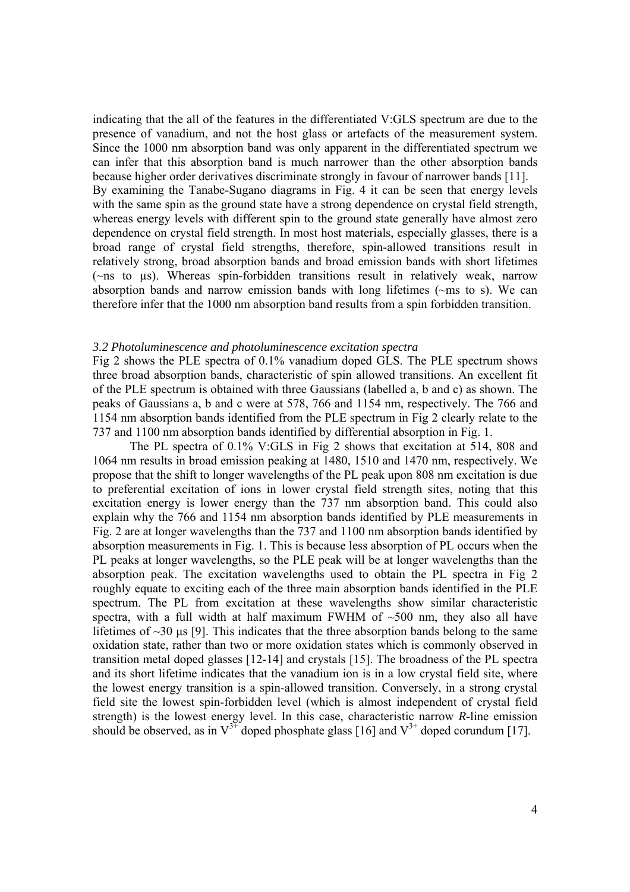indicating that the all of the features in the differentiated V:GLS spectrum are due to the presence of vanadium, and not the host glass or artefacts of the measurement system. Since the 1000 nm absorption band was only apparent in the differentiated spectrum we can infer that this absorption band is much narrower than the other absorption bands because higher order derivatives discriminate strongly in favour of narrower bands [11]. By examining the Tanabe-Sugano diagrams in Fig. 4 it can be seen that energy levels with the same spin as the ground state have a strong dependence on crystal field strength, whereas energy levels with different spin to the ground state generally have almost zero dependence on crystal field strength. In most host materials, especially glasses, there is a broad range of crystal field strengths, therefore, spin-allowed transitions result in relatively strong, broad absorption bands and broad emission bands with short lifetimes (~ns to µs). Whereas spin-forbidden transitions result in relatively weak, narrow absorption bands and narrow emission bands with long lifetimes (~ms to s). We can therefore infer that the 1000 nm absorption band results from a spin forbidden transition.

### *3.2 Photoluminescence and photoluminescence excitation spectra*

Fig 2 shows the PLE spectra of 0.1% vanadium doped GLS. The PLE spectrum shows three broad absorption bands, characteristic of spin allowed transitions. An excellent fit of the PLE spectrum is obtained with three Gaussians (labelled a, b and c) as shown. The peaks of Gaussians a, b and c were at 578, 766 and 1154 nm, respectively. The 766 and 1154 nm absorption bands identified from the PLE spectrum in Fig 2 clearly relate to the 737 and 1100 nm absorption bands identified by differential absorption in Fig. 1.

The PL spectra of 0.1% V:GLS in Fig 2 shows that excitation at 514, 808 and 1064 nm results in broad emission peaking at 1480, 1510 and 1470 nm, respectively. We propose that the shift to longer wavelengths of the PL peak upon 808 nm excitation is due to preferential excitation of ions in lower crystal field strength sites, noting that this excitation energy is lower energy than the 737 nm absorption band. This could also explain why the 766 and 1154 nm absorption bands identified by PLE measurements in Fig. 2 are at longer wavelengths than the 737 and 1100 nm absorption bands identified by absorption measurements in Fig. 1. This is because less absorption of PL occurs when the PL peaks at longer wavelengths, so the PLE peak will be at longer wavelengths than the absorption peak. The excitation wavelengths used to obtain the PL spectra in Fig 2 roughly equate to exciting each of the three main absorption bands identified in the PLE spectrum. The PL from excitation at these wavelengths show similar characteristic spectra, with a full width at half maximum FWHM of ~500 nm, they also all have lifetimes of ~30 µs [9]. This indicates that the three absorption bands belong to the same oxidation state, rather than two or more oxidation states which is commonly observed in transition metal doped glasses [12-14] and crystals [15]. The broadness of the PL spectra and its short lifetime indicates that the vanadium ion is in a low crystal field site, where the lowest energy transition is a spin-allowed transition. Conversely, in a strong crystal field site the lowest spin-forbidden level (which is almost independent of crystal field strength) is the lowest energy level. In this case, characteristic narrow *R*-line emission should be observed, as in $V^{3+}$ doped phosphate glass [16] and $V^{3+}$ doped corundum [17].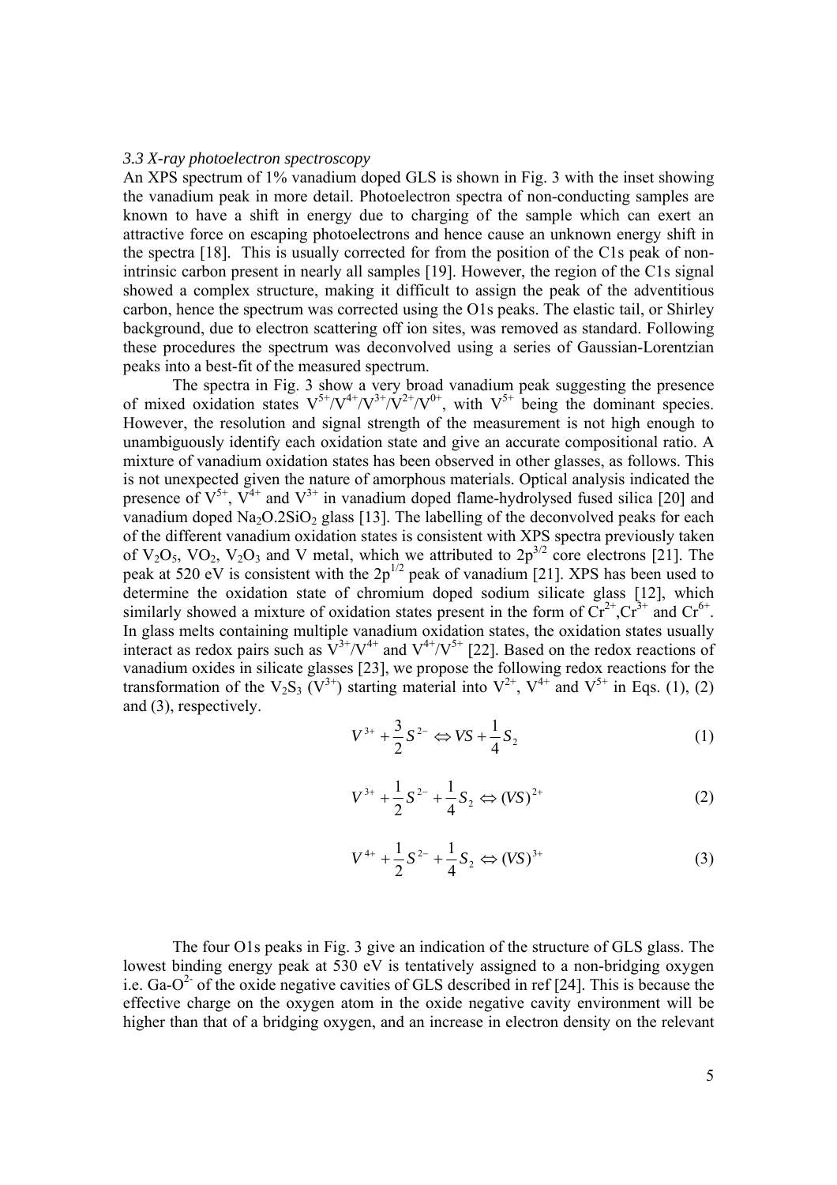*3.3 X-ray photoelectron spectroscopy*

An XPS spectrum of 1% vanadium doped GLS is shown in Fig. 3 with the inset showing the vanadium peak in more detail. Photoelectron spectra of non-conducting samples are known to have a shift in energy due to charging of the sample which can exert an attractive force on escaping photoelectrons and hence cause an unknown energy shift in the spectra [18]. This is usually corrected for from the position of the C1s peak of non-intrinsic carbon present in nearly all samples [19]. However, the region of the C1s signal showed a complex structure, making it difficult to assign the peak of the adventitious carbon, hence the spectrum was corrected using the O1s peaks. The elastic tail, or Shirley background, due to electron scattering off ion sites, was removed as standard. Following these procedures the spectrum was deconvolved using a series of Gaussian-Lorentzian peaks into a best-fit of the measured spectrum.

The spectra in Fig. 3 show a very broad vanadium peak suggesting the presence of mixed oxidation states $V^{5+}/V^{4+}/V^{3+}/V^{2+}/V^{0+}$, with $V^{5+}$ being the dominant species. However, the resolution and signal strength of the measurement is not high enough to unambiguously identify each oxidation state and give an accurate compositional ratio. A mixture of vanadium oxidation states has been observed in other glasses, as follows. This is not unexpected given the nature of amorphous materials. Optical analysis indicated the presence of $V^{5+}$, $V^{4+}$ and $V^{3+}$ in vanadium doped flame-hydrolysed fused silica [20] and vanadium doped $Na_2O.2SiO_2$ glass [13]. The labelling of the deconvolved peaks for each of the different vanadium oxidation states is consistent with XPS spectra previously taken of $V_2O_5$, $VO_2$, $V_2O_3$ and V metal, which we attributed to $2p^{3/2}$ core electrons [21]. The peak at 520 eV is consistent with the $2p^{1/2}$ peak of vanadium [21]. XPS has been used to determine the oxidation state of chromium doped sodium silicate glass [12], which similarly showed a mixture of oxidation states present in the form of $Cr^{2+}$, $Cr^{3+}$ and $Cr^{6+}$. In glass melts containing multiple vanadium oxidation states, the oxidation states usually interact as redox pairs such as $V^{3+}/V^{4+}$ and $V^{4+}/V^{5+}$ [22]. Based on the redox reactions of vanadium oxides in silicate glasses [23], we propose the following redox reactions for the transformation of the $V_2S_3$ ($V^{3+}$) starting material into $V^{2+}$, $V^{4+}$ and $V^{5+}$ in Eqs. (1), (2) and (3), respectively.

$$V^{3+} + \frac{3}{2}S^{2-} \Leftrightarrow VS + \frac{1}{4}S_2 \tag{1}$$

$$V^{3+} + \frac{1}{2}S^{2-} + \frac{1}{4}S_2 \Leftrightarrow (VS)^{2+} \tag{2}$$

$$V^{4+} + \frac{1}{2}S^{2-} + \frac{1}{4}S_2 \Leftrightarrow (VS)^{3+} \tag{3}$$

The four O1s peaks in Fig. 3 give an indication of the structure of GLS glass. The lowest binding energy peak at 530 eV is tentatively assigned to a non-bridging oxygen i.e. $Ga\text{-}O^{2-}$ of the oxide negative cavities of GLS described in ref [24]. This is because the effective charge on the oxygen atom in the oxide negative cavity environment will be higher than that of a bridging oxygen, and an increase in electron density on the relevant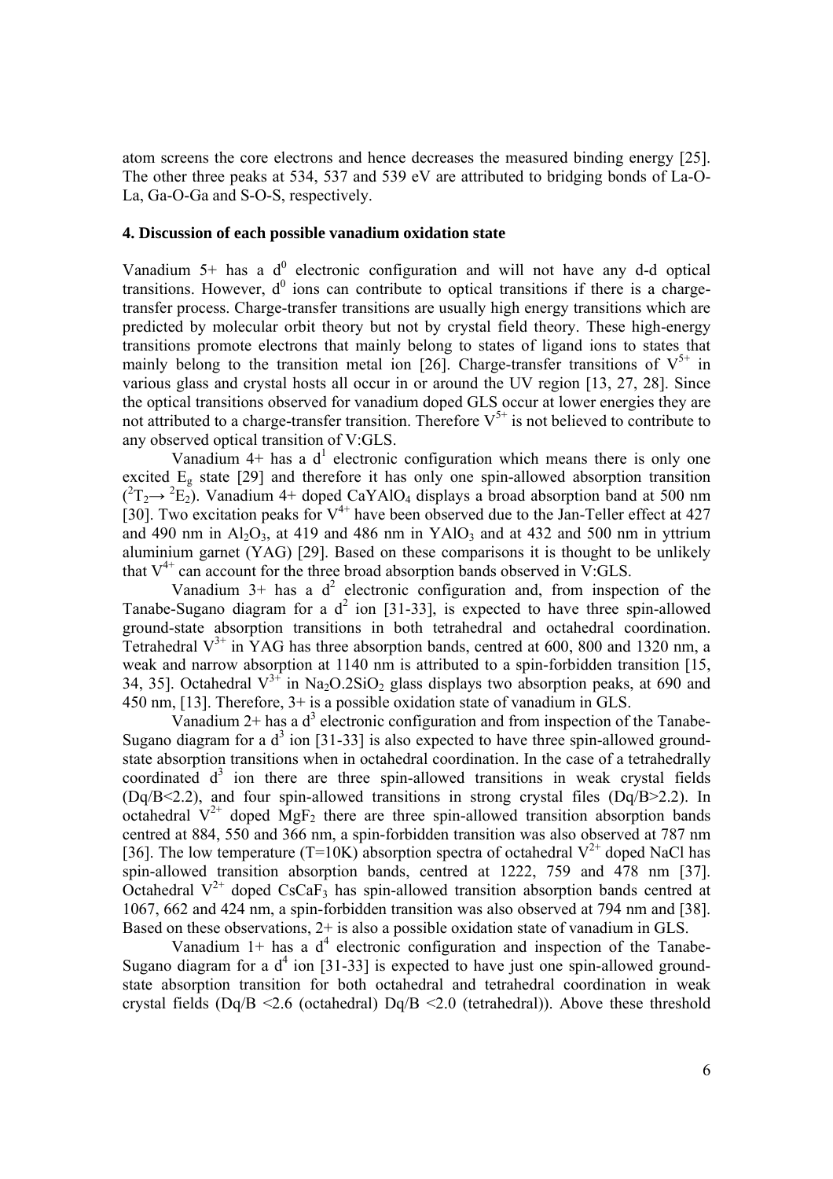atom screens the core electrons and hence decreases the measured binding energy [25]. The other three peaks at 534, 537 and 539 eV are attributed to bridging bonds of La-O-La, Ga-O-Ga and S-O-S, respectively.

### 4. Discussion of each possible vanadium oxidation state

Vanadium 5+ has a $d^0$ electronic configuration and will not have any d-d optical transitions. However, $d^0$ ions can contribute to optical transitions if there is a charge-transfer process. Charge-transfer transitions are usually high energy transitions which are predicted by molecular orbit theory but not by crystal field theory. These high-energy transitions promote electrons that mainly belong to states of ligand ions to states that mainly belong to the transition metal ion [26]. Charge-transfer transitions of $V^{5+}$ in various glass and crystal hosts all occur in or around the UV region [13, 27, 28]. Since the optical transitions observed for vanadium doped GLS occur at lower energies they are not attributed to a charge-transfer transition. Therefore $V^{5+}$ is not believed to contribute to any observed optical transition of V:GLS.

Vanadium 4+ has a $d^1$ electronic configuration which means there is only one excited $E_g$ state [29] and therefore it has only one spin-allowed absorption transition ($^2T_2 \rightarrow {}^2E_2$). Vanadium 4+ doped $CaYAlO_4$ displays a broad absorption band at 500 nm [30]. Two excitation peaks for $V^{4+}$ have been observed due to the Jan-Teller effect at 427 and 490 nm in $Al_2O_3$, at 419 and 486 nm in $YAlO_3$ and at 432 and 500 nm in yttrium aluminium garnet (YAG) [29]. Based on these comparisons it is thought to be unlikely that $V^{4+}$ can account for the three broad absorption bands observed in V:GLS.

Vanadium 3+ has a $d^2$ electronic configuration and, from inspection of the Tanabe-Sugano diagram for a $d^2$ ion [31-33], is expected to have three spin-allowed ground-state absorption transitions in both tetrahedral and octahedral coordination. Tetrahedral $V^{3+}$ in YAG has three absorption bands, centred at 600, 800 and 1320 nm, a weak and narrow absorption at 1140 nm is attributed to a spin-forbidden transition [15, 34, 35]. Octahedral $V^{3+}$ in $Na_2O.2SiO_2$ glass displays two absorption peaks, at 690 and 450 nm, [13]. Therefore, 3+ is a possible oxidation state of vanadium in GLS.

Vanadium 2+ has a $d^3$ electronic configuration and from inspection of the Tanabe-Sugano diagram for a $d^3$ ion [31-33] is also expected to have three spin-allowed ground-state absorption transitions when in octahedral coordination. In the case of a tetrahedrally coordinated $d^3$ ion there are three spin-allowed transitions in weak crystal fields ($Dq/B<2.2$), and four spin-allowed transitions in strong crystal files ($Dq/B>2.2$). In octahedral $V^{2+}$ doped $MgF_2$ there are three spin-allowed transition absorption bands centred at 884, 550 and 366 nm, a spin-forbidden transition was also observed at 787 nm [36]. The low temperature (T=10K) absorption spectra of octahedral $V^{2+}$ doped NaCl has spin-allowed transition absorption bands, centred at 1222, 759 and 478 nm [37]. Octahedral $V^{2+}$ doped $CsCaF_3$ has spin-allowed transition absorption bands centred at 1067, 662 and 424 nm, a spin-forbidden transition was also observed at 794 nm and [38]. Based on these observations, 2+ is also a possible oxidation state of vanadium in GLS.

Vanadium 1+ has a $d^4$ electronic configuration and inspection of the Tanabe-Sugano diagram for a $d^4$ ion [31-33] is expected to have just one spin-allowed ground-state absorption transition for both octahedral and tetrahedral coordination in weak crystal fields ($Dq/B <2.6$ (octahedral) $Dq/B <2.0$ (tetrahedral)). Above these threshold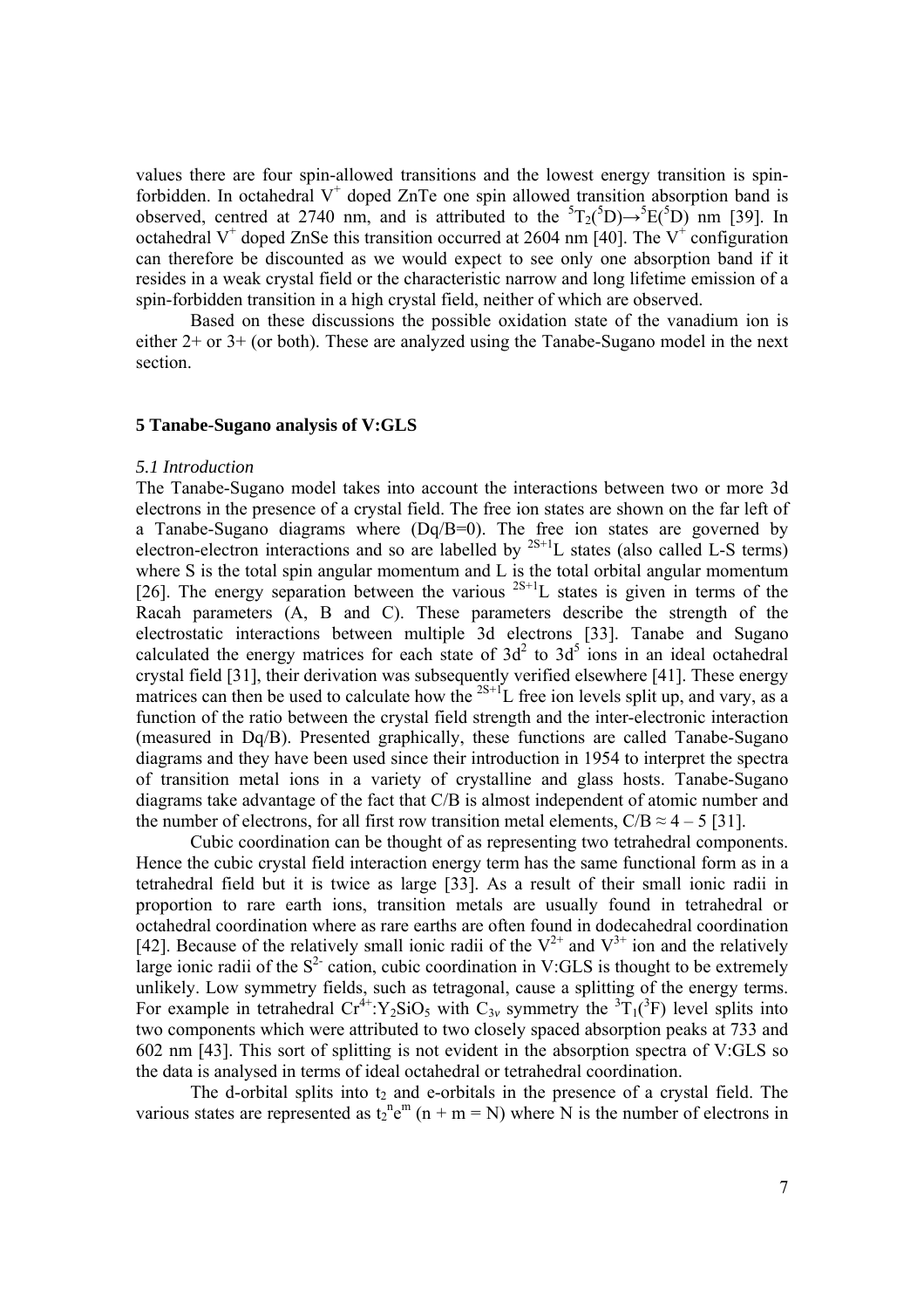values there are four spin-allowed transitions and the lowest energy transition is spin-forbidden. In octahedral $V^+$ doped ZnTe one spin allowed transition absorption band is observed, centred at 2740 nm, and is attributed to the $^5T_2(^5D)\rightarrow{}^5E(^5D)$ nm [39]. In octahedral $V^+$ doped ZnSe this transition occurred at 2604 nm [40]. The $V^+$ configuration can therefore be discounted as we would expect to see only one absorption band if it resides in a weak crystal field or the characteristic narrow and long lifetime emission of a spin-forbidden transition in a high crystal field, neither of which are observed.

Based on these discussions the possible oxidation state of the vanadium ion is either 2+ or 3+ (or both). These are analyzed using the Tanabe-Sugano model in the next section.

## 5 Tanabe-Sugano analysis of V:GLS

### *5.1 Introduction*

The Tanabe-Sugano model takes into account the interactions between two or more 3d electrons in the presence of a crystal field. The free ion states are shown on the far left of a Tanabe-Sugano diagrams where (Dq/B=0). The free ion states are governed by electron-electron interactions and so are labelled by $^{2S+1}L$ states (also called L-S terms) where S is the total spin angular momentum and L is the total orbital angular momentum [26]. The energy separation between the various $^{2S+1}L$ states is given in terms of the Racah parameters (A, B and C). These parameters describe the strength of the electrostatic interactions between multiple 3d electrons [33]. Tanabe and Sugano calculated the energy matrices for each state of $3d^2$ to $3d^5$ ions in an ideal octahedral crystal field [31], their derivation was subsequently verified elsewhere [41]. These energy matrices can then be used to calculate how the $^{2S+1}L$ free ion levels split up, and vary, as a function of the ratio between the crystal field strength and the inter-electronic interaction (measured in Dq/B). Presented graphically, these functions are called Tanabe-Sugano diagrams and they have been used since their introduction in 1954 to interpret the spectra of transition metal ions in a variety of crystalline and glass hosts. Tanabe-Sugano diagrams take advantage of the fact that C/B is almost independent of atomic number and the number of electrons, for all first row transition metal elements, $C/B \approx 4 - 5$ [31].

Cubic coordination can be thought of as representing two tetrahedral components. Hence the cubic crystal field interaction energy term has the same functional form as in a tetrahedral field but it is twice as large [33]. As a result of their small ionic radii in proportion to rare earth ions, transition metals are usually found in tetrahedral or octahedral coordination where as rare earths are often found in dodecahedral coordination [42]. Because of the relatively small ionic radii of the $V^{2+}$ and $V^{3+}$ ion and the relatively large ionic radii of the $S^{2-}$ cation, cubic coordination in V:GLS is thought to be extremely unlikely. Low symmetry fields, such as tetragonal, cause a splitting of the energy terms. For example in tetrahedral $Cr^{4+}$:$Y_2SiO_5$ with $C_{3v}$ symmetry the $^3T_1(^3F)$ level splits into two components which were attributed to two closely spaced absorption peaks at 733 and 602 nm [43]. This sort of splitting is not evident in the absorption spectra of V:GLS so the data is analysed in terms of ideal octahedral or tetrahedral coordination.

The d-orbital splits into $t_2$ and e-orbitals in the presence of a crystal field. The various states are represented as $t_2^n e^m$ (n + m = N) where N is the number of electrons in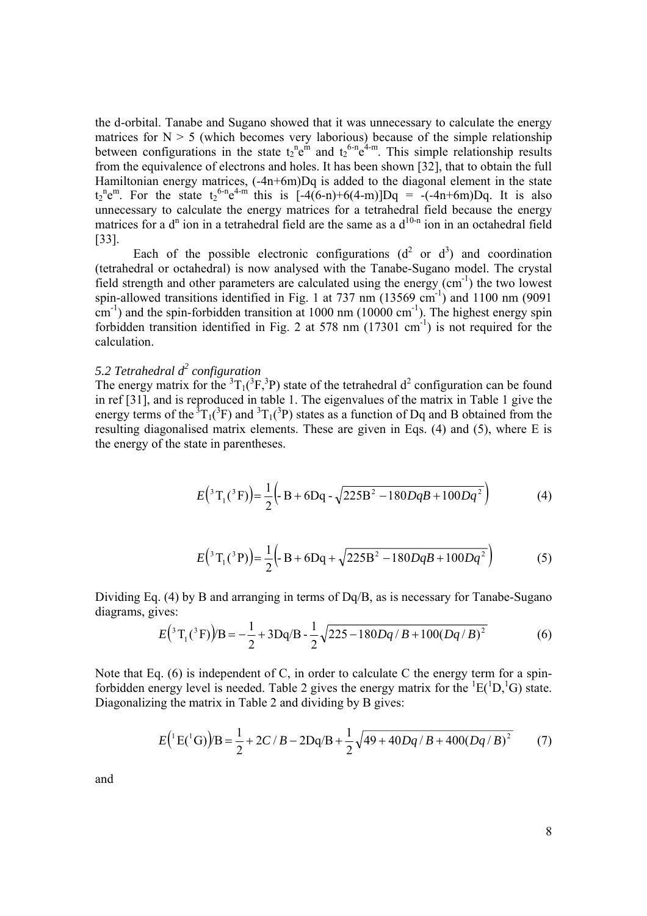the d-orbital. Tanabe and Sugano showed that it was unnecessary to calculate the energy matrices for N > 5 (which becomes very laborious) because of the simple relationship between configurations in the state $t_2^n e^m$ and $t_2^{6-n} e^{4-m}$. This simple relationship results from the equivalence of electrons and holes. It has been shown [32], that to obtain the full Hamiltonian energy matrices, (-4n+6m)Dq is added to the diagonal element in the state $t_2^n e^m$. For the state $t_2^{6-n} e^{4-m}$ this is [-4(6-n)+6(4-m)]Dq = -(-4n+6m)Dq. It is also unnecessary to calculate the energy matrices for a tetrahedral field because the energy matrices for a $d^n$ ion in a tetrahedral field are the same as a $d^{10-n}$ ion in an octahedral field [33].

Each of the possible electronic configurations ($d^2$ or $d^3$) and coordination (tetrahedral or octahedral) is now analysed with the Tanabe-Sugano model. The crystal field strength and other parameters are calculated using the energy ($cm^{-1}$) the two lowest spin-allowed transitions identified in Fig. 1 at 737 nm (13569 $cm^{-1}$) and 1100 nm (9091 $cm^{-1}$) and the spin-forbidden transition at 1000 nm (10000 $cm^{-1}$). The highest energy spin forbidden transition identified in Fig. 2 at 578 nm (17301 $cm^{-1}$) is not required for the calculation.

### *5.2 Tetrahedral $d^2$ configuration*

The energy matrix for the $^3T_1(^3F,^3P)$ state of the tetrahedral $d^2$ configuration can be found in ref [31], and is reproduced in table 1. The eigenvalues of the matrix in Table 1 give the energy terms of the $^3T_1(^3F)$ and $^3T_1(^3P)$ states as a function of Dq and B obtained from the resulting diagonalised matrix elements. These are given in Eqs. (4) and (5), where E is the energy of the state in parentheses.

$$E\left(^3T_1(^3F)\right) = \frac{1}{2}\left(-B + 6Dq - \sqrt{225B^2 - 180DqB + 100Dq^2}\right) \tag{4}$$

$$E\left(^3T_1(^3P)\right) = \frac{1}{2}\left(-B + 6Dq + \sqrt{225B^2 - 180DqB + 100Dq^2}\right) \tag{5}$$

Dividing Eq. (4) by B and arranging in terms of Dq/B, as is necessary for Tanabe-Sugano diagrams, gives:

$$E\left(^3T_1(^3F)\right)/B = -\frac{1}{2} + 3Dq/B - \frac{1}{2}\sqrt{225 - 180Dq/B + 100(Dq/B)^2} \tag{6}$$

Note that Eq. (6) is independent of C, in order to calculate C the energy term for a spin-forbidden energy level is needed. Table 2 gives the energy matrix for the $^1E(^1D,^1G)$ state. Diagonalizing the matrix in Table 2 and dividing by B gives:

$$E\left(^1E(^1G)\right)/B = \frac{1}{2} + 2C/B - 2Dq/B + \frac{1}{2}\sqrt{49 + 40Dq/B + 400(Dq/B)^2} \tag{7}$$

and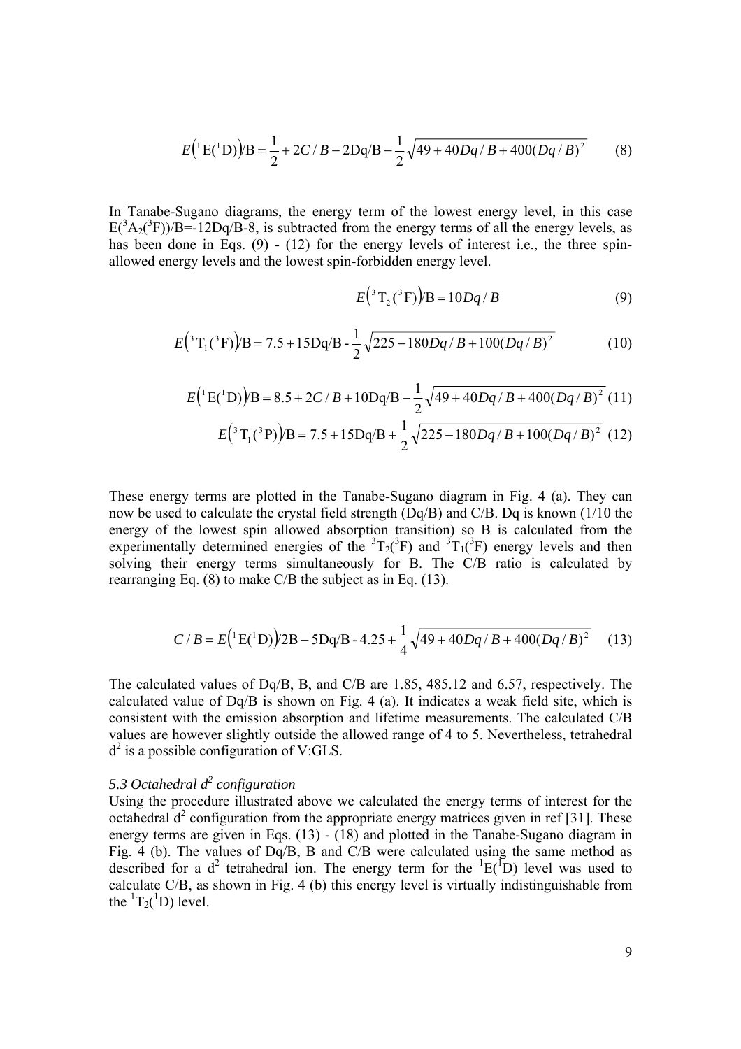$$E\left({}^{1}\mathrm{E}({}^{1}\mathrm{D})\right)/\mathrm{B} = \frac{1}{2} + 2C/B - 2\mathrm{Dq/B} - \frac{1}{2}\sqrt{49 + 40Dq/B + 400(Dq/B)^2} \quad (8)$$

In Tanabe-Sugano diagrams, the energy term of the lowest energy level, in this case $E({}^3A_2({}^3F))/B = -12Dq/B - 8$, is subtracted from the energy terms of all the energy levels, as has been done in Eqs. (9) - (12) for the energy levels of interest i.e., the three spin-allowed energy levels and the lowest spin-forbidden energy level.

$$E\left({}^{3}\mathrm{T}_2({}^{3}\mathrm{F})\right)/\mathrm{B} = 10Dq/B \quad (9)$$

$$E\left({}^{3}\mathrm{T}_1({}^{3}\mathrm{F})\right)/\mathrm{B} = 7.5 + 15\mathrm{Dq/B} - \frac{1}{2}\sqrt{225 - 180Dq/B + 100(Dq/B)^2} \quad (10)$$

$$E\left({}^{1}\mathrm{E}({}^{1}\mathrm{D})\right)/\mathrm{B} = 8.5 + 2C/B + 10\mathrm{Dq/B} - \frac{1}{2}\sqrt{49 + 40Dq/B + 400(Dq/B)^2} \quad (11)$$

$$E\left({}^{3}\mathrm{T}_1({}^{3}\mathrm{P})\right)/\mathrm{B} = 7.5 + 15\mathrm{Dq/B} + \frac{1}{2}\sqrt{225 - 180Dq/B + 100(Dq/B)^2} \quad (12)$$

These energy terms are plotted in the Tanabe-Sugano diagram in Fig. 4 (a). They can now be used to calculate the crystal field strength (Dq/B) and C/B. Dq is known (1/10 the energy of the lowest spin allowed absorption transition) so B is calculated from the experimentally determined energies of the ${}^3T_2({}^3F)$ and ${}^3T_1({}^3F)$ energy levels and then solving their energy terms simultaneously for B. The C/B ratio is calculated by rearranging Eq. (8) to make C/B the subject as in Eq. (13).

$$C/B = E\left({}^{1}\mathrm{E}({}^{1}\mathrm{D})\right)/2\mathrm{B} - 5\mathrm{Dq/B} - 4.25 + \frac{1}{4}\sqrt{49 + 40Dq/B + 400(Dq/B)^2} \quad (13)$$

The calculated values of Dq/B, B, and C/B are 1.85, 485.12 and 6.57, respectively. The calculated value of Dq/B is shown on Fig. 4 (a). It indicates a weak field site, which is consistent with the emission absorption and lifetime measurements. The calculated C/B values are however slightly outside the allowed range of 4 to 5. Nevertheless, tetrahedral $d^2$ is a possible configuration of V:GLS.

### *5.3 Octahedral $d^2$ configuration*

Using the procedure illustrated above we calculated the energy terms of interest for the octahedral $d^2$ configuration from the appropriate energy matrices given in ref [31]. These energy terms are given in Eqs. (13) - (18) and plotted in the Tanabe-Sugano diagram in Fig. 4 (b). The values of Dq/B, B and C/B were calculated using the same method as described for a $d^2$ tetrahedral ion. The energy term for the ${}^1E({}^1D)$ level was used to calculate C/B, as shown in Fig. 4 (b) this energy level is virtually indistinguishable from the ${}^1T_2({}^1D)$ level.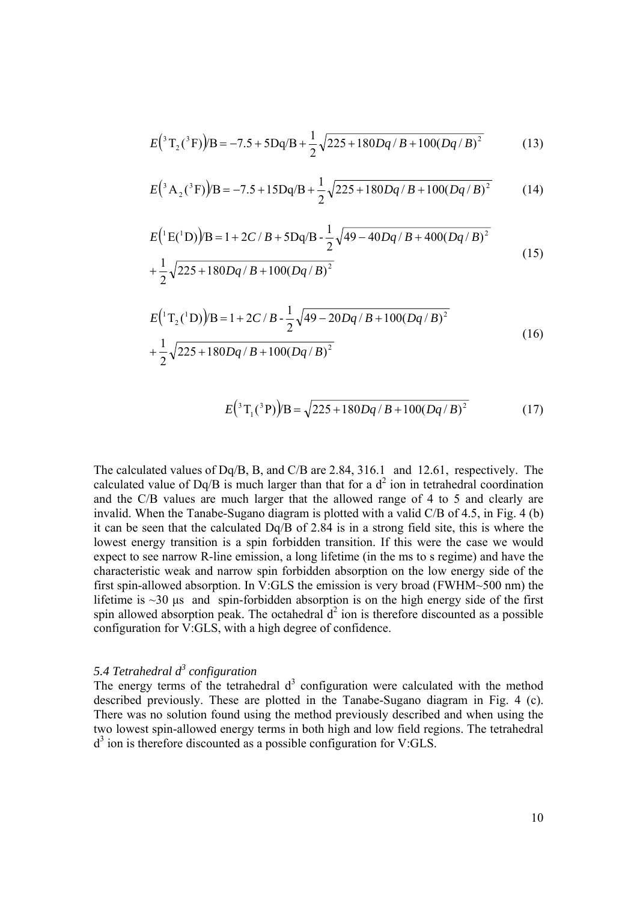$$E\left({}^{3}\mathrm{T}_{2}({}^{3}\mathrm{F})\right)/\mathrm{B} = -7.5 + 5\mathrm{Dq/B} + \frac{1}{2}\sqrt{225 + 180Dq/B + 100(Dq/B)^{2}} \tag{13}$$

$$E\left({}^{3}\mathrm{A}_{2}({}^{3}\mathrm{F})\right)/\mathrm{B} = -7.5 + 15\mathrm{Dq/B} + \frac{1}{2}\sqrt{225 + 180Dq/B + 100(Dq/B)^{2}} \tag{14}$$

$$E\left({}^{1}\mathrm{E}({}^{1}\mathrm{D})\right)/\mathrm{B} = 1 + 2C/B + 5\mathrm{Dq/B} - \frac{1}{2}\sqrt{49 - 40Dq/B + 400(Dq/B)^{2}} + \frac{1}{2}\sqrt{225 + 180Dq/B + 100(Dq/B)^{2}} \tag{15}$$

$$E\left({}^{1}\mathrm{T}_{2}({}^{1}\mathrm{D})\right)/\mathrm{B} = 1 + 2C/B - \frac{1}{2}\sqrt{49 - 20Dq/B + 100(Dq/B)^{2}} + \frac{1}{2}\sqrt{225 + 180Dq/B + 100(Dq/B)^{2}} \tag{16}$$

$$E\left({}^{3}\mathrm{T}_{1}({}^{3}\mathrm{P})\right)/\mathrm{B} = \sqrt{225 + 180Dq/B + 100(Dq/B)^{2}} \tag{17}$$

The calculated values of Dq/B, B, and C/B are 2.84, 316.1 and 12.61, respectively. The calculated value of Dq/B is much larger than that for a $d^2$ ion in tetrahedral coordination and the C/B values are much larger that the allowed range of 4 to 5 and clearly are invalid. When the Tanabe-Sugano diagram is plotted with a valid C/B of 4.5, in Fig. 4 (b) it can be seen that the calculated Dq/B of 2.84 is in a strong field site, this is where the lowest energy transition is a spin forbidden transition. If this were the case we would expect to see narrow R-line emission, a long lifetime (in the ms to s regime) and have the characteristic weak and narrow spin forbidden absorption on the low energy side of the first spin-allowed absorption. In V:GLS the emission is very broad (FWHM~500 nm) the lifetime is ~30 μs and spin-forbidden absorption is on the high energy side of the first spin allowed absorption peak. The octahedral $d^2$ ion is therefore discounted as a possible configuration for V:GLS, with a high degree of confidence.

### *5.4 Tetrahedral $d^3$ configuration*

The energy terms of the tetrahedral $d^3$ configuration were calculated with the method described previously. These are plotted in the Tanabe-Sugano diagram in Fig. 4 (c). There was no solution found using the method previously described and when using the two lowest spin-allowed energy terms in both high and low field regions. The tetrahedral $d^3$ ion is therefore discounted as a possible configuration for V:GLS.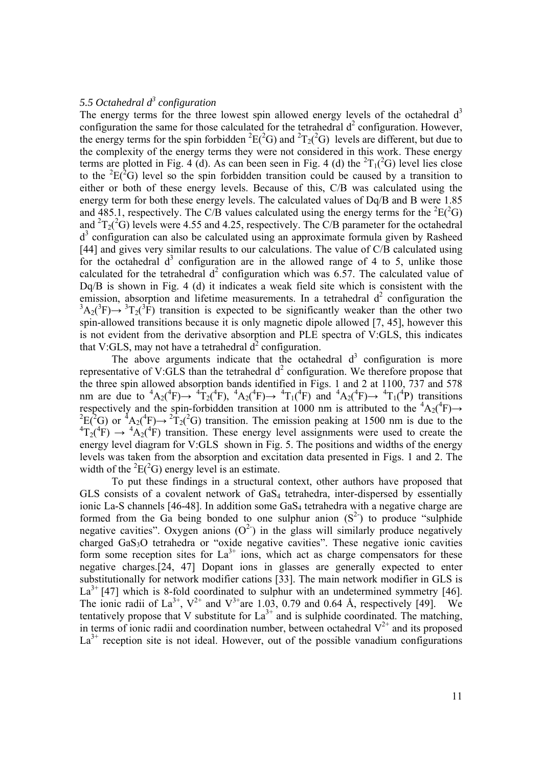### *5.5 Octahedral $d^3$ configuration*

The energy terms for the three lowest spin allowed energy levels of the octahedral $d^3$ configuration the same for those calculated for the tetrahedral $d^2$ configuration. However, the energy terms for the spin forbidden $^2E(^2G)$ and $^2T_2(^2G)$ levels are different, but due to the complexity of the energy terms they were not considered in this work. These energy terms are plotted in Fig. 4 (d). As can been seen in Fig. 4 (d) the $^2T_1(^2G)$ level lies close to the $^2E(^2G)$ level so the spin forbidden transition could be caused by a transition to either or both of these energy levels. Because of this, C/B was calculated using the energy term for both these energy levels. The calculated values of Dq/B and B were 1.85 and 485.1, respectively. The C/B values calculated using the energy terms for the $^2E(^2G)$ and $^2T_2(^2G)$ levels were 4.55 and 4.25, respectively. The C/B parameter for the octahedral $d^3$ configuration can also be calculated using an approximate formula given by Rasheed [44] and gives very similar results to our calculations. The value of C/B calculated using for the octahedral $d^3$ configuration are in the allowed range of 4 to 5, unlike those calculated for the tetrahedral $d^2$ configuration which was 6.57. The calculated value of Dq/B is shown in Fig. 4 (d) it indicates a weak field site which is consistent with the emission, absorption and lifetime measurements. In a tetrahedral $d^2$ configuration the $^3A_2(^3F) \rightarrow {}^3T_2(^3F)$ transition is expected to be significantly weaker than the other two spin-allowed transitions because it is only magnetic dipole allowed [7, 45], however this is not evident from the derivative absorption and PLE spectra of V:GLS, this indicates that V:GLS, may not have a tetrahedral $d^2$ configuration.

The above arguments indicate that the octahedral $d^3$ configuration is more representative of V:GLS than the tetrahedral $d^2$ configuration. We therefore propose that the three spin allowed absorption bands identified in Figs. 1 and 2 at 1100, 737 and 578 nm are due to $^4A_2(^4F) \rightarrow {}^4T_2(^4F)$, $^4A_2(^4F) \rightarrow {}^4T_1(^4F)$ and $^4A_2(^4F) \rightarrow {}^4T_1(^4P)$ transitions respectively and the spin-forbidden transition at 1000 nm is attributed to the $^4A_2(^4F) \rightarrow {}^2E(^2G)$ or $^4A_2(^4F) \rightarrow {}^2T_2(^2G)$ transition. The emission peaking at 1500 nm is due to the $^4T_2(^4F) \rightarrow {}^4A_2(^4F)$ transition. These energy level assignments were used to create the energy level diagram for V:GLS shown in Fig. 5. The positions and widths of the energy levels was taken from the absorption and excitation data presented in Figs. 1 and 2. The width of the $^2E(^2G)$ energy level is an estimate.

To put these findings in a structural context, other authors have proposed that GLS consists of a covalent network of $GaS_4$ tetrahedra, inter-dispersed by essentially ionic La-S channels [46-48]. In addition some $GaS_4$ tetrahedra with a negative charge are formed from the Ga being bonded to one sulphur anion ($S^{2-}$) to produce "sulphide negative cavities". Oxygen anions ($O^{2-}$) in the glass will similarly produce negatively charged $GaS_3O$ tetrahedra or "oxide negative cavities". These negative ionic cavities form some reception sites for $La^{3+}$ ions, which act as charge compensators for these negative charges.[24, 47] Dopant ions in glasses are generally expected to enter substitutionally for network modifier cations [33]. The main network modifier in GLS is $La^{3+}$ [47] which is 8-fold coordinated to sulphur with an undetermined symmetry [46]. The ionic radii of $La^{3+}$, $V^{2+}$ and $V^{3+}$are 1.03, 0.79 and 0.64 Å, respectively [49]. We tentatively propose that V substitute for $La^{3+}$ and is sulphide coordinated. The matching, in terms of ionic radii and coordination number, between octahedral $V^{2+}$ and its proposed $La^{3+}$ reception site is not ideal. However, out of the possible vanadium configurations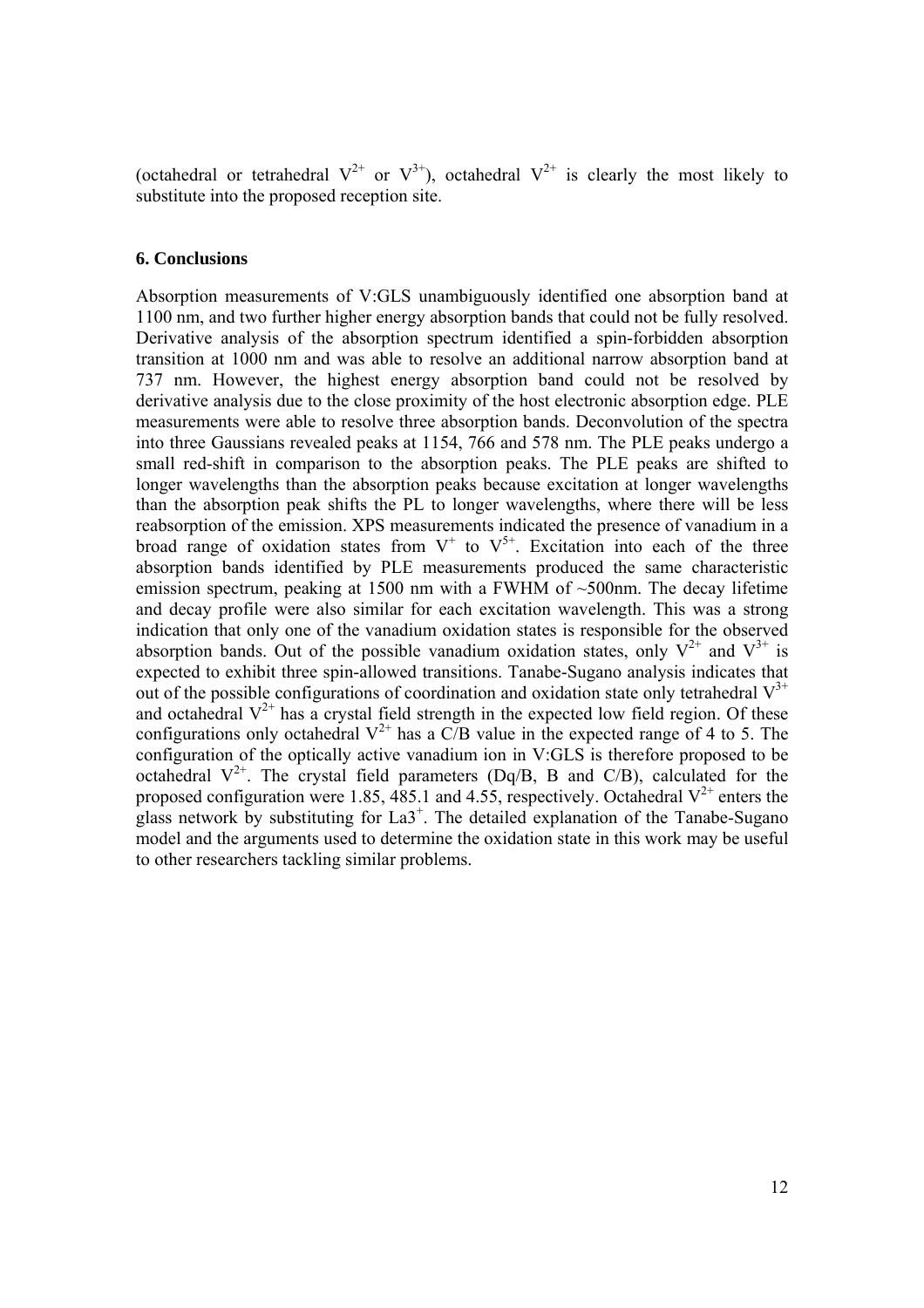(octahedral or tetrahedral $V^{2+}$ or $V^{3+}$), octahedral $V^{2+}$ is clearly the most likely to substitute into the proposed reception site.

## 6. Conclusions

Absorption measurements of V:GLS unambiguously identified one absorption band at 1100 nm, and two further higher energy absorption bands that could not be fully resolved. Derivative analysis of the absorption spectrum identified a spin-forbidden absorption transition at 1000 nm and was able to resolve an additional narrow absorption band at 737 nm. However, the highest energy absorption band could not be resolved by derivative analysis due to the close proximity of the host electronic absorption edge. PLE measurements were able to resolve three absorption bands. Deconvolution of the spectra into three Gaussians revealed peaks at 1154, 766 and 578 nm. The PLE peaks undergo a small red-shift in comparison to the absorption peaks. The PLE peaks are shifted to longer wavelengths than the absorption peaks because excitation at longer wavelengths than the absorption peak shifts the PL to longer wavelengths, where there will be less reabsorption of the emission. XPS measurements indicated the presence of vanadium in a broad range of oxidation states from $V^{+}$ to $V^{5+}$. Excitation into each of the three absorption bands identified by PLE measurements produced the same characteristic emission spectrum, peaking at 1500 nm with a FWHM of ~500nm. The decay lifetime and decay profile were also similar for each excitation wavelength. This was a strong indication that only one of the vanadium oxidation states is responsible for the observed absorption bands. Out of the possible vanadium oxidation states, only $V^{2+}$ and $V^{3+}$ is expected to exhibit three spin-allowed transitions. Tanabe-Sugano analysis indicates that out of the possible configurations of coordination and oxidation state only tetrahedral $V^{3+}$ and octahedral $V^{2+}$ has a crystal field strength in the expected low field region. Of these configurations only octahedral $V^{2+}$ has a C/B value in the expected range of 4 to 5. The configuration of the optically active vanadium ion in V:GLS is therefore proposed to be octahedral $V^{2+}$. The crystal field parameters (Dq/B, B and C/B), calculated for the proposed configuration were 1.85, 485.1 and 4.55, respectively. Octahedral $V^{2+}$ enters the glass network by substituting for $La3^{+}$. The detailed explanation of the Tanabe-Sugano model and the arguments used to determine the oxidation state in this work may be useful to other researchers tackling similar problems.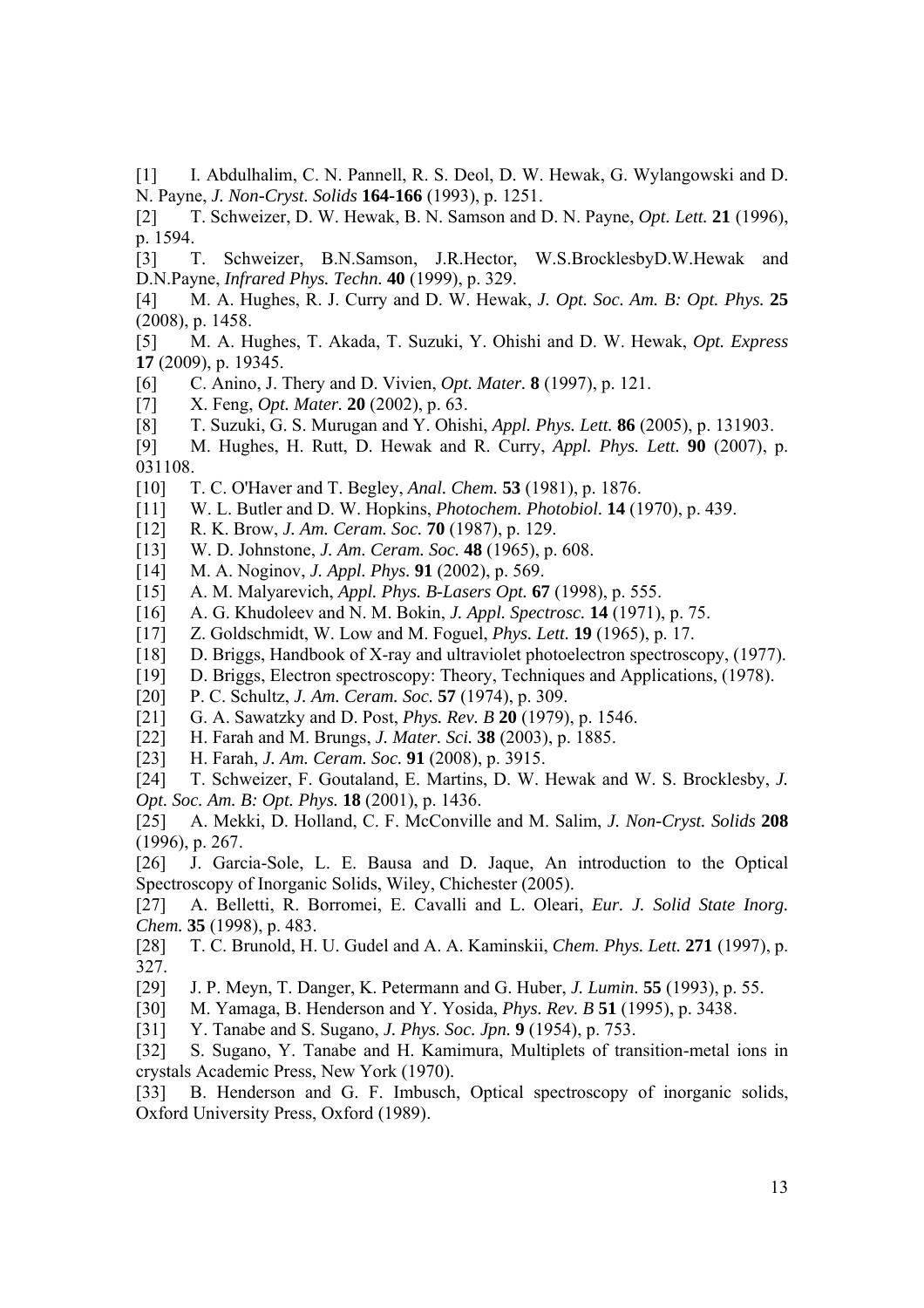[1] I. Abdulhalim, C. N. Pannell, R. S. Deol, D. W. Hewak, G. Wylangowski and D. N. Payne, *J. Non-Cryst. Solids* **164-166** (1993), p. 1251.

[2] T. Schweizer, D. W. Hewak, B. N. Samson and D. N. Payne, *Opt. Lett.* **21** (1996), p. 1594.

[3] T. Schweizer, B.N.Samson, J.R.Hector, W.S.BrocklesbyD.W.Hewak and D.N.Payne, *Infrared Phys. Techn.* **40** (1999), p. 329.

[4] M. A. Hughes, R. J. Curry and D. W. Hewak, *J. Opt. Soc. Am. B: Opt. Phys.* **25** (2008), p. 1458.

[5] M. A. Hughes, T. Akada, T. Suzuki, Y. Ohishi and D. W. Hewak, *Opt. Express* **17** (2009), p. 19345.

[6] C. Anino, J. Thery and D. Vivien, *Opt. Mater.* **8** (1997), p. 121.

[7] X. Feng, *Opt. Mater.* **20** (2002), p. 63.

[8] T. Suzuki, G. S. Murugan and Y. Ohishi, *Appl. Phys. Lett.* **86** (2005), p. 131903.

[9] M. Hughes, H. Rutt, D. Hewak and R. Curry, *Appl. Phys. Lett.* **90** (2007), p. 031108.

[10] T. C. O'Haver and T. Begley, *Anal. Chem.* **53** (1981), p. 1876.

[11] W. L. Butler and D. W. Hopkins, *Photochem. Photobiol.* **14** (1970), p. 439.

[12] R. K. Brow, *J. Am. Ceram. Soc.* **70** (1987), p. 129.

[13] W. D. Johnstone, *J. Am. Ceram. Soc.* **48** (1965), p. 608.

[14] M. A. Noginov, *J. Appl. Phys.* **91** (2002), p. 569.

[15] A. M. Malyarevich, *Appl. Phys. B-Lasers Opt.* **67** (1998), p. 555.

[16] A. G. Khudoleev and N. M. Bokin, *J. Appl. Spectrosc.* **14** (1971), p. 75.

[17] Z. Goldschmidt, W. Low and M. Foguel, *Phys. Lett.* **19** (1965), p. 17.

[18] D. Briggs, Handbook of X-ray and ultraviolet photoelectron spectroscopy, (1977).

[19] D. Briggs, Electron spectroscopy: Theory, Techniques and Applications, (1978).

[20] P. C. Schultz, *J. Am. Ceram. Soc.* **57** (1974), p. 309.

[21] G. A. Sawatzky and D. Post, *Phys. Rev. B* **20** (1979), p. 1546.

[22] H. Farah and M. Brungs, *J. Mater. Sci.* **38** (2003), p. 1885.

[23] H. Farah, *J. Am. Ceram. Soc.* **91** (2008), p. 3915.

[24] T. Schweizer, F. Goutaland, E. Martins, D. W. Hewak and W. S. Brocklesby, *J. Opt. Soc. Am. B: Opt. Phys.* **18** (2001), p. 1436.

[25] A. Mekki, D. Holland, C. F. McConville and M. Salim, *J. Non-Cryst. Solids* **208** (1996), p. 267.

[26] J. Garcia-Sole, L. E. Bausa and D. Jaque, An introduction to the Optical Spectroscopy of Inorganic Solids, Wiley, Chichester (2005).

[27] A. Belletti, R. Borromei, E. Cavalli and L. Oleari, *Eur. J. Solid State Inorg. Chem.* **35** (1998), p. 483.

[28] T. C. Brunold, H. U. Gudel and A. A. Kaminskii, *Chem. Phys. Lett.* **271** (1997), p. 327.

[29] J. P. Meyn, T. Danger, K. Petermann and G. Huber, *J. Lumin.* **55** (1993), p. 55.

[30] M. Yamaga, B. Henderson and Y. Yosida, *Phys. Rev. B* **51** (1995), p. 3438.

[31] Y. Tanabe and S. Sugano, *J. Phys. Soc. Jpn.* **9** (1954), p. 753.

[32] S. Sugano, Y. Tanabe and H. Kamimura, Multiplets of transition-metal ions in crystals Academic Press, New York (1970).

[33] B. Henderson and G. F. Imbusch, Optical spectroscopy of inorganic solids, Oxford University Press, Oxford (1989).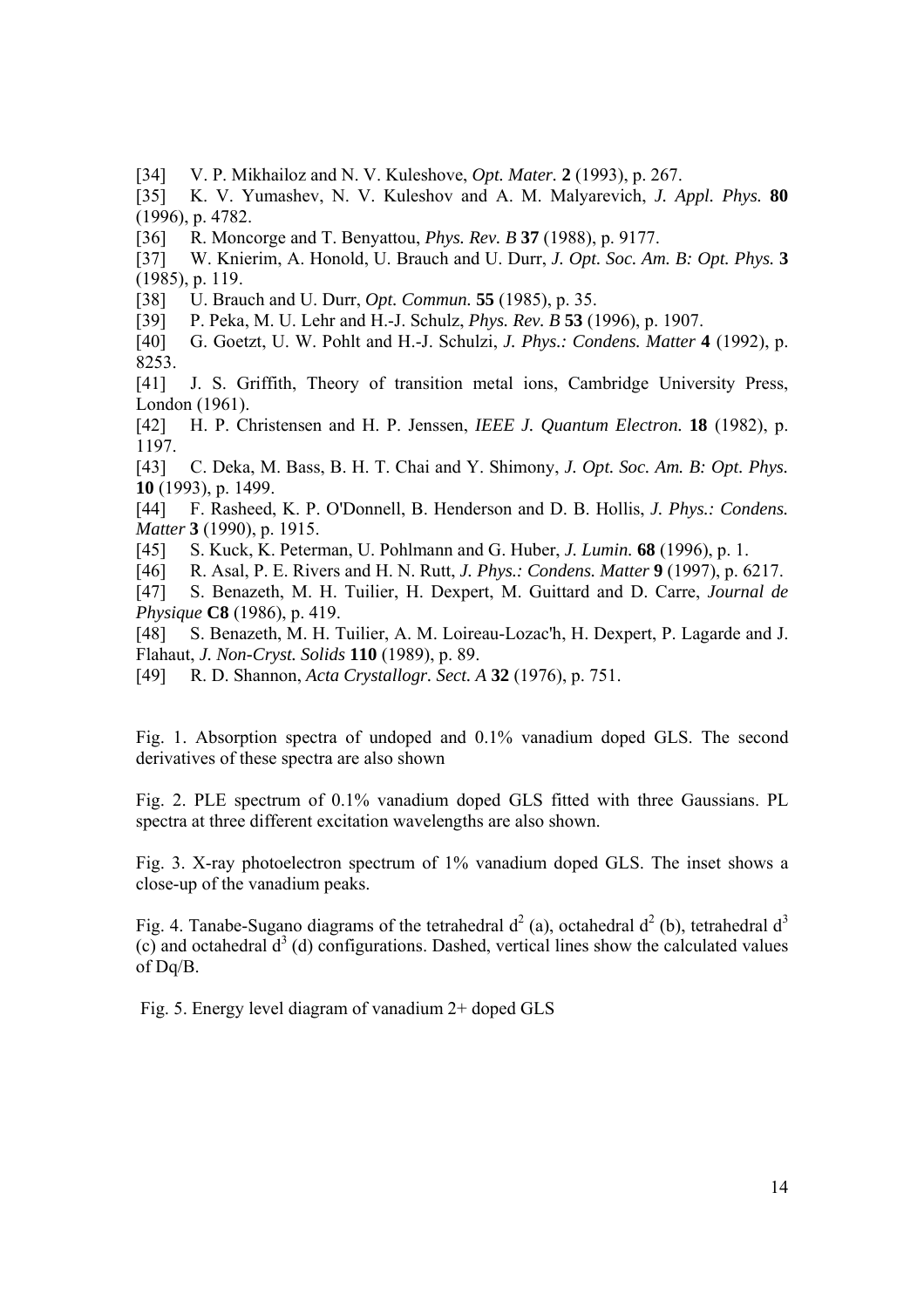[34] V. P. Mikhailoz and N. V. Kuleshove, *Opt. Mater.* **2** (1993), p. 267.

[35] K. V. Yumashev, N. V. Kuleshov and A. M. Malyarevich, *J. Appl. Phys.* **80** (1996), p. 4782.

[36] R. Moncorge and T. Benyattou, *Phys. Rev. B* **37** (1988), p. 9177.

[37] W. Knierim, A. Honold, U. Brauch and U. Durr, *J. Opt. Soc. Am. B: Opt. Phys.* **3** (1985), p. 119.

[38] U. Brauch and U. Durr, *Opt. Commun.* **55** (1985), p. 35.

[39] P. Peka, M. U. Lehr and H.-J. Schulz, *Phys. Rev. B* **53** (1996), p. 1907.

[40] G. Goetzt, U. W. Pohlt and H.-J. Schulzi, *J. Phys.: Condens. Matter* **4** (1992), p. 8253.

[41] J. S. Griffith, Theory of transition metal ions, Cambridge University Press, London (1961).

[42] H. P. Christensen and H. P. Jenssen, *IEEE J. Quantum Electron.* **18** (1982), p. 1197.

[43] C. Deka, M. Bass, B. H. T. Chai and Y. Shimony, *J. Opt. Soc. Am. B: Opt. Phys.* **10** (1993), p. 1499.

[44] F. Rasheed, K. P. O'Donnell, B. Henderson and D. B. Hollis, *J. Phys.: Condens. Matter* **3** (1990), p. 1915.

[45] S. Kuck, K. Peterman, U. Pohlmann and G. Huber, *J. Lumin.* **68** (1996), p. 1.

[46] R. Asal, P. E. Rivers and H. N. Rutt, *J. Phys.: Condens. Matter* **9** (1997), p. 6217.

[47] S. Benazeth, M. H. Tuilier, H. Dexpert, M. Guittard and D. Carre, *Journal de Physique* **C8** (1986), p. 419.

[48] S. Benazeth, M. H. Tuilier, A. M. Loireau-Lozac'h, H. Dexpert, P. Lagarde and J. Flahaut, *J. Non-Cryst. Solids* **110** (1989), p. 89.

[49] R. D. Shannon, *Acta Crystallogr. Sect. A* **32** (1976), p. 751.

Fig. 1. Absorption spectra of undoped and 0.1% vanadium doped GLS. The second derivatives of these spectra are also shown

Fig. 2. PLE spectrum of 0.1% vanadium doped GLS fitted with three Gaussians. PL spectra at three different excitation wavelengths are also shown.

Fig. 3. X-ray photoelectron spectrum of 1% vanadium doped GLS. The inset shows a close-up of the vanadium peaks.

Fig. 4. Tanabe-Sugano diagrams of the tetrahedral $d^2$ (a), octahedral $d^2$ (b), tetrahedral $d^3$ (c) and octahedral $d^3$ (d) configurations. Dashed, vertical lines show the calculated values of Dq/B.

Fig. 5. Energy level diagram of vanadium 2+ doped GLS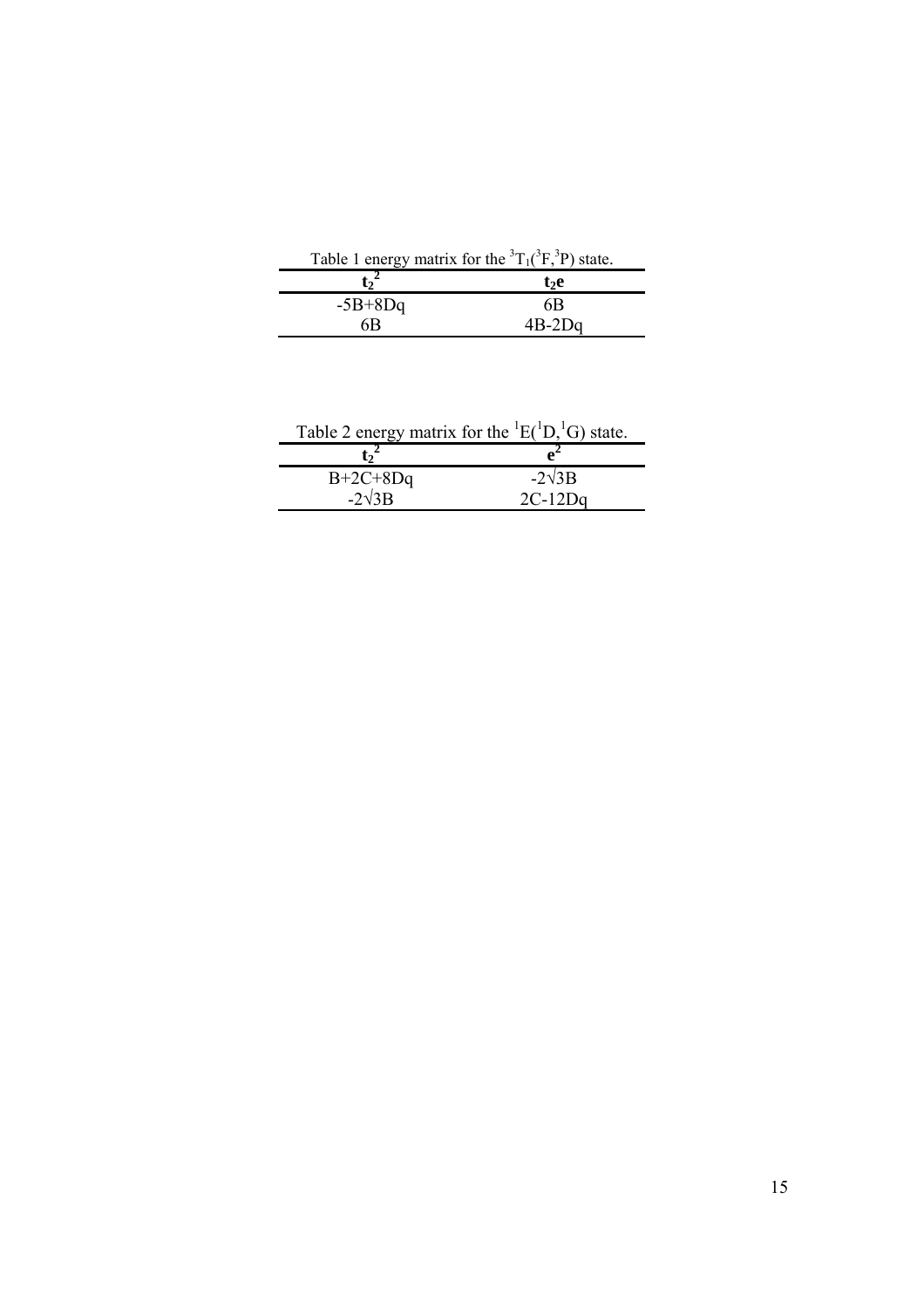Table 1 energy matrix for the $^3T_1(^3F,^3P)$ state.

| $\mathbf{t_2^2}$ | $\mathbf{t_2e}$ |
| --- | --- |
| $-5B+8Dq$ | $6B$ |
| $6B$ | $4B-2Dq$ |

Table 2 energy matrix for the $^1E(^1D,^1G)$ state.

| $\mathbf{t_2^2}$ | $\mathbf{e^2}$ |
| --- | --- |
| $B+2C+8Dq$ | $-2\sqrt{3}B$ |
| $-2\sqrt{3}B$ | $2C-12Dq$ |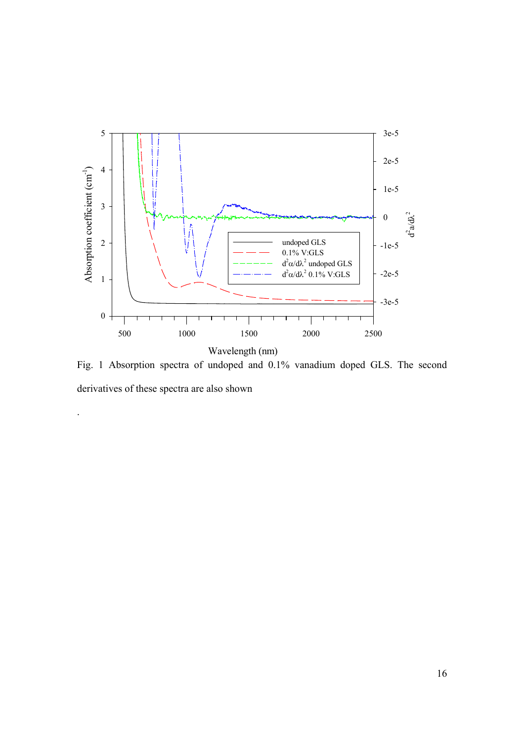Fig. 1 Absorption spectra of undoped and 0.1% vanadium doped GLS. The second derivatives of these spectra are also shown

.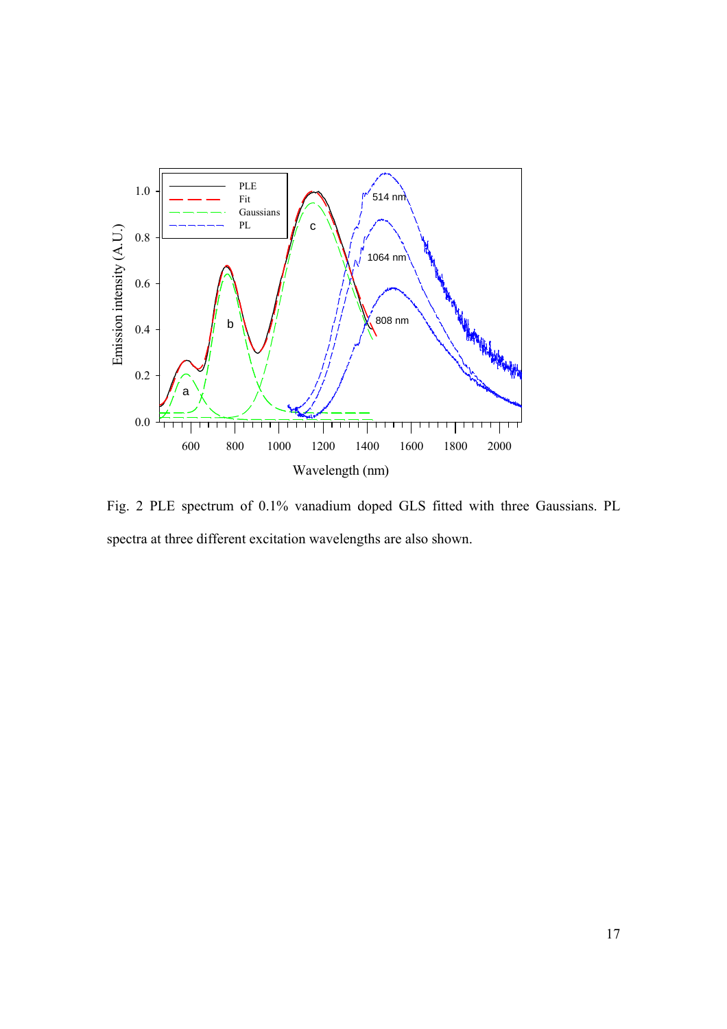Fig. 2 PLE spectrum of 0.1% vanadium doped GLS fitted with three Gaussians. PL spectra at three different excitation wavelengths are also shown.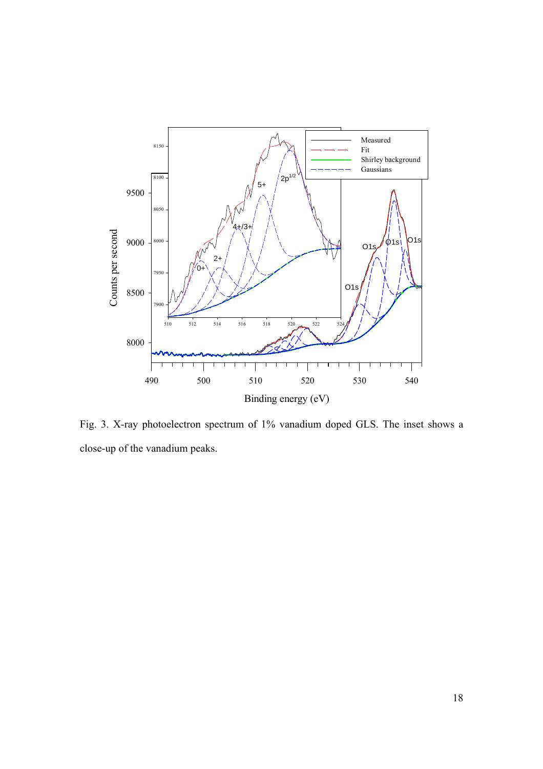Fig. 3. X-ray photoelectron spectrum of 1% vanadium doped GLS. The inset shows a close-up of the vanadium peaks.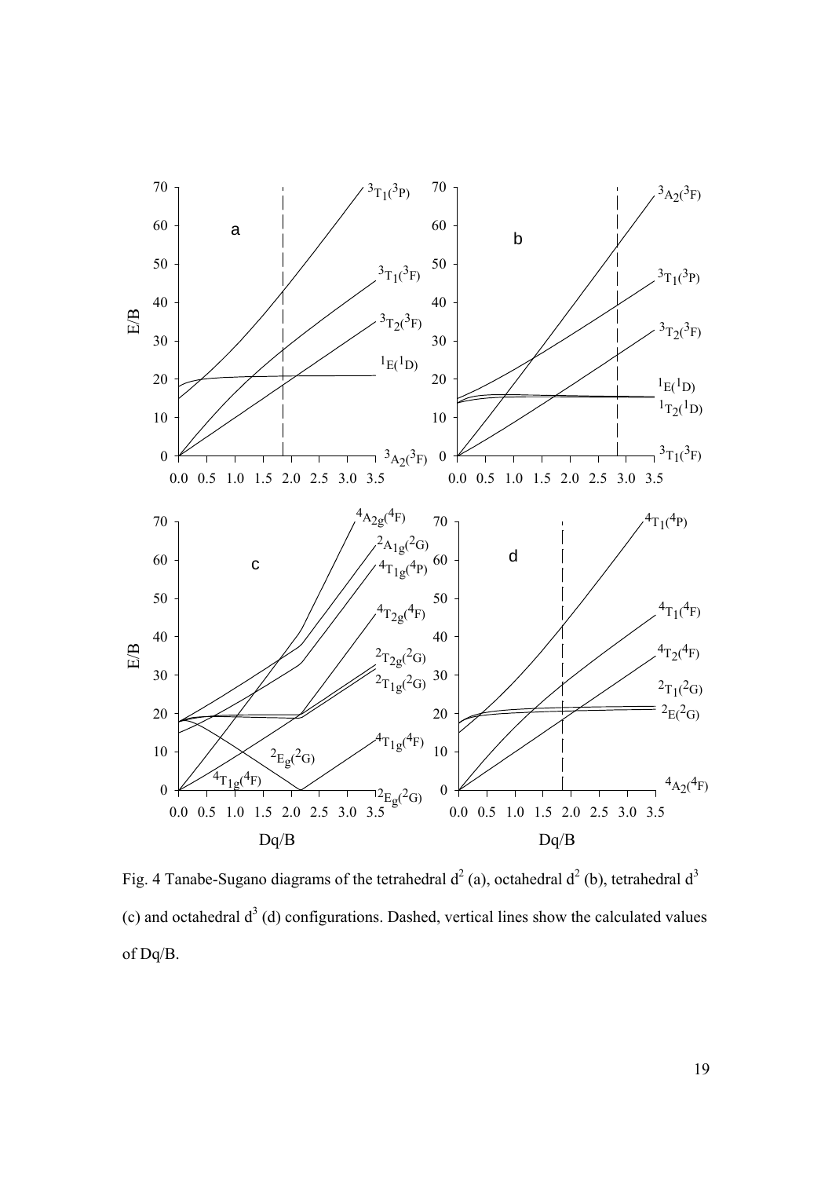Fig. 4 Tanabe-Sugano diagrams of the tetrahedral $d^2$ (a), octahedral $d^2$ (b), tetrahedral $d^3$ (c) and octahedral $d^3$ (d) configurations. Dashed, vertical lines show the calculated values of Dq/B.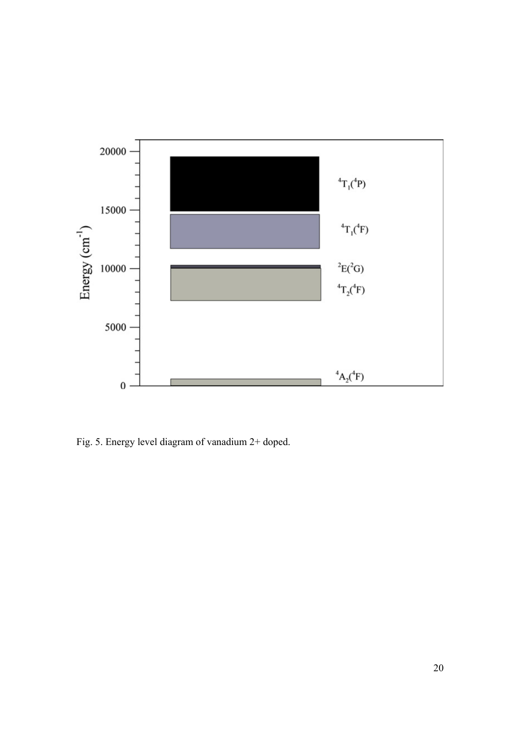Energy (cm$^{-1}$)

20000

15000

10000

5000

0

$^4T_1(^4P)$

$^4T_1(^4F)$

$^2E(^2G)$

$^4T_2(^4F)$

$^4A_2(^4F)$

Fig. 5. Energy level diagram of vanadium 2+ doped.